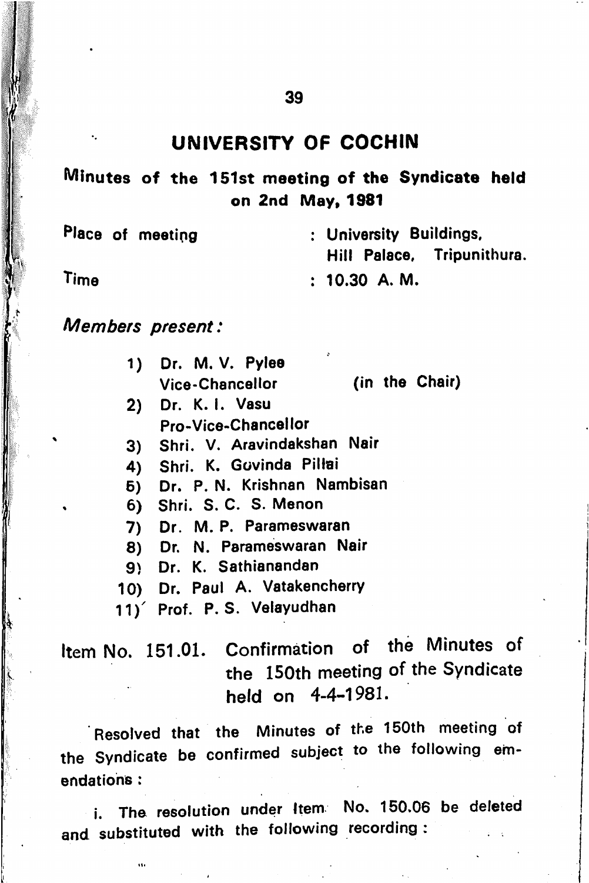# UNIVERSITY OF COCHIN

## Minutes of the 151st meeting of the Syndicate held on 2nd May, 1981

Place of meeting : University Buildings, Hill Palace, Tripunithura.

Time : 10.30 A. M.

*Members present:*

1) Dr. M. V. Pylee
   Vice-Chancellor (in the Chair)
2) Dr. K. I. Vasu
   Pro-Vice-Chancellor
3) Shri. V. Aravindakshan Nair
4) Shri. K. Govinda Pillai
5) Dr. P. N. Krishnan Nambisan
6) Shri. S. C. S. Menon
7) Dr. M. P. Parameswaran
8) Dr. N. Parameswaran Nair
9) Dr. K. Sathianandan
10) Dr. Paul A. Vatakencherry
11) Prof. P. S. Velayudhan

Item No. 151.01. Confirmation of the Minutes of the 150th meeting of the Syndicate held on 4-4-1981.

Resolved that the Minutes of the 150th meeting of the Syndicate be confirmed subject to the following emendations :

i. The resolution under Item No. 150.06 be deleted and substituted with the following recording :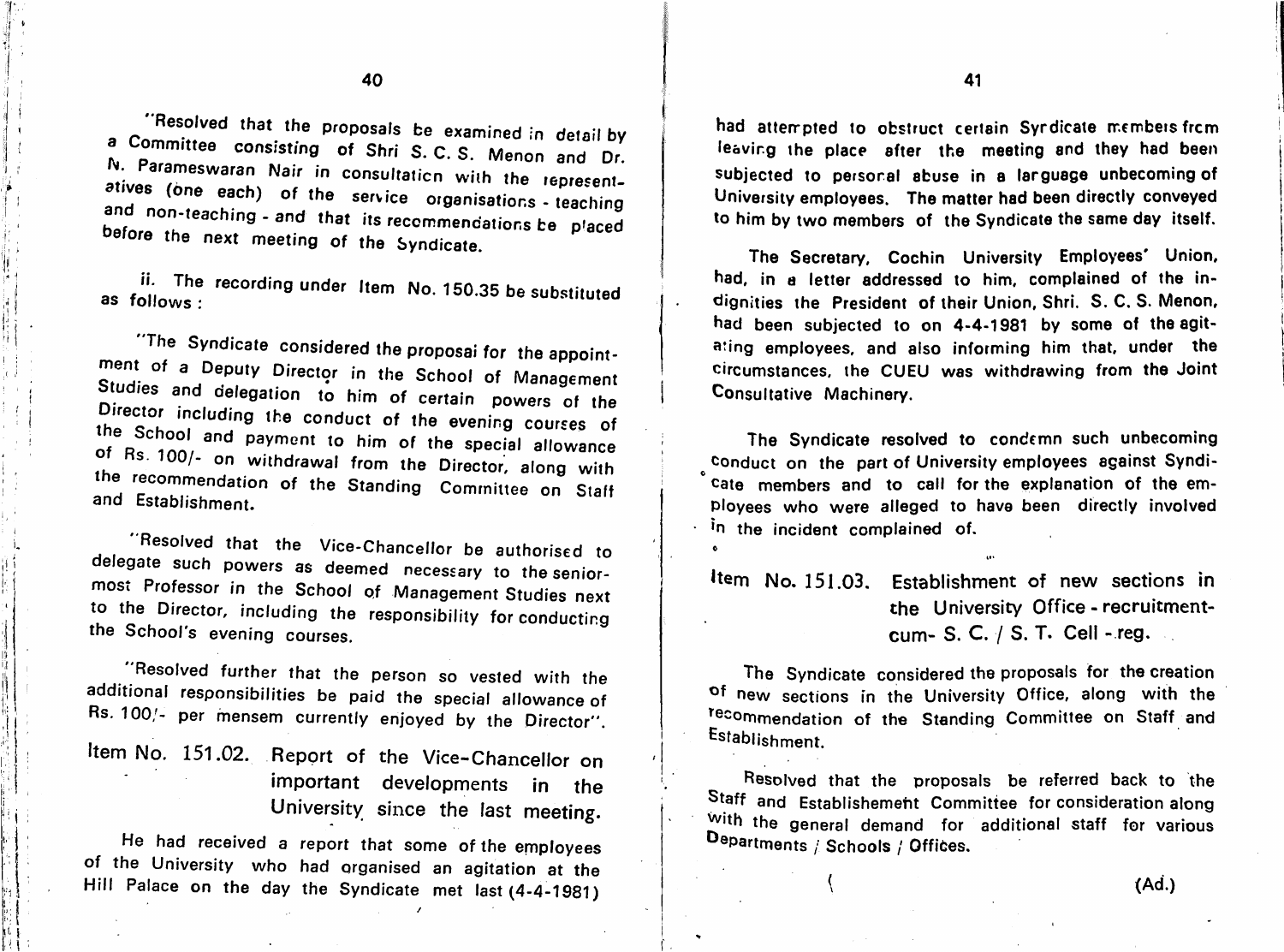"Resolved that the proposals be examined in detail by a Committee consisting of Shri S. C. S. Menon and Dr. N. Parameswaran Nair in consultation with the representatives (one each) of the service organisations - teaching and non-teaching - and that its recommendations be placed before the next meeting of the Syndicate.

ii. The recording under Item No. 150.35 be substituted as follows :

"The Syndicate considered the proposal for the appointment of a Deputy Director in the School of Management Studies and delegation to him of certain powers of the Director including the conduct of the evening courses of the School and payment to him of the special allowance of Rs. 100/- on withdrawal from the Director, along with the recommendation of the Standing Committee on Staff and Establishment.

"Resolved that the Vice-Chancellor be authorised to delegate such powers as deemed necessary to the senior-most Professor in the School of Management Studies next to the Director, including the responsibility for conducting the School's evening courses.

"Resolved further that the person so vested with the additional responsibilities be paid the special allowance of Rs. 100/- per mensem currently enjoyed by the Director".

## Item No. 151.02. Report of the Vice-Chancellor on important developments in the University since the last meeting.

He had received a report that some of the employees of the University who had organised an agitation at the Hill Palace on the day the Syndicate met last (4-4-1981) had attempted to obstruct certain Syndicate members from leaving the place after the meeting and they had been subjected to personal abuse in a language unbecoming of University employees. The matter had been directly conveyed to him by two members of the Syndicate the same day itself.

The Secretary, Cochin University Employees' Union, had, in a letter addressed to him, complained of the indignities the President of their Union, Shri. S. C. S. Menon, had been subjected to on 4-4-1981 by some of the agitating employees, and also informing him that, under the circumstances, the CUEU was withdrawing from the Joint Consultative Machinery.

The Syndicate resolved to condemn such unbecoming conduct on the part of University employees against Syndicate members and to call for the explanation of the employees who were alleged to have been directly involved in the incident complained of.

## Item No. 151.03. Establishment of new sections in the University Office - recruitment-cum- S. C. / S. T. Cell - reg.

The Syndicate considered the proposals for the creation of new sections in the University Office, along with the recommendation of the Standing Committee on Staff and Establishment.

Resolved that the proposals be referred back to the Staff and Establishement Committee for consideration along with the general demand for additional staff for various Departments / Schools / Offices.

(Ad.)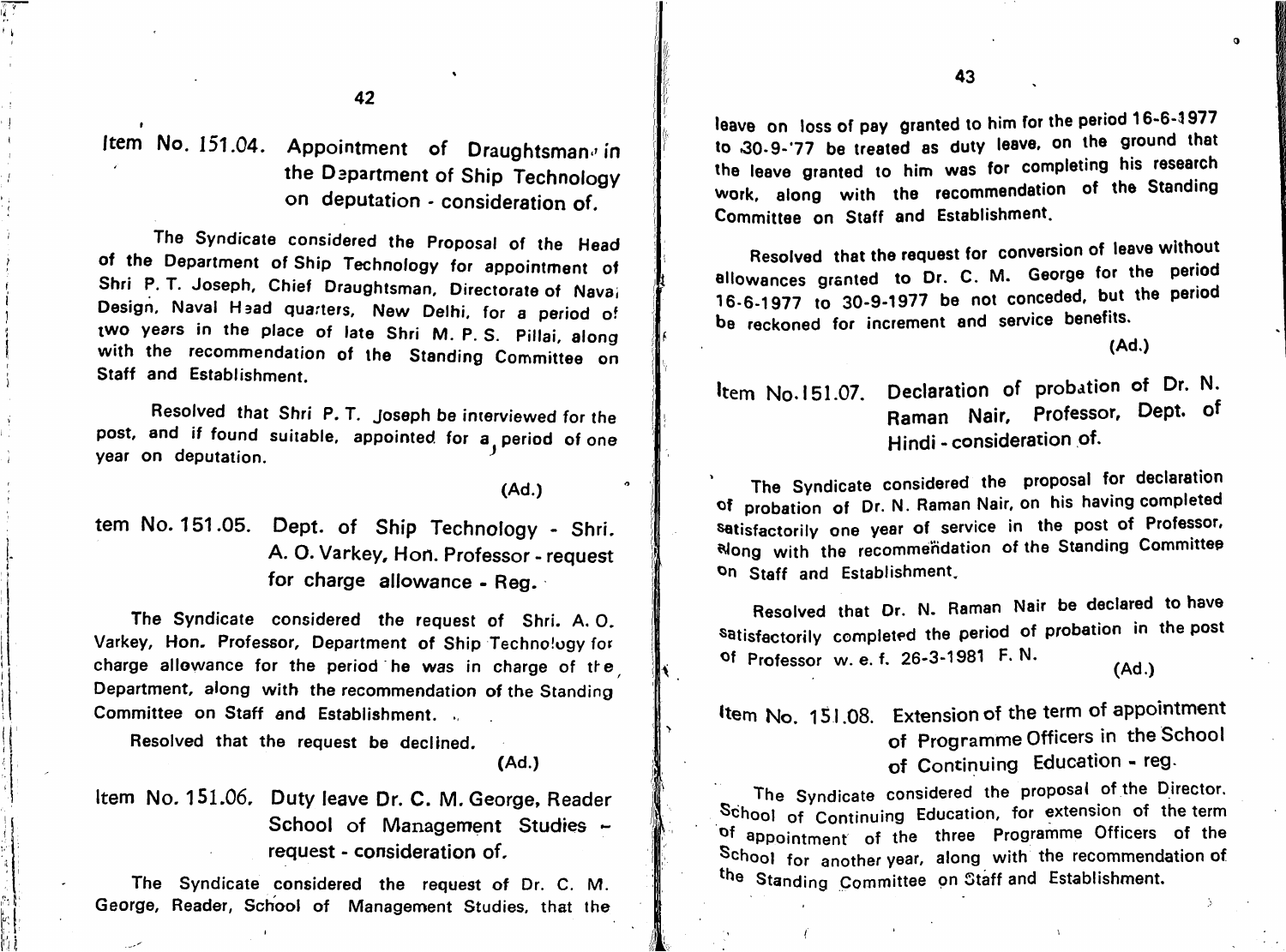### Item No. 151.04. Appointment of Draughtsman in the Department of Ship Technology on deputation - consideration of.

The Syndicate considered the Proposal of the Head of the Department of Ship Technology for appointment of Shri P. T. Joseph, Chief Draughtsman, Directorate of Naval Design, Naval Head quarters, New Delhi, for a period of two years in the place of late Shri M. P. S. Pillai, along with the recommendation of the Standing Committee on Staff and Establishment.

Resolved that Shri P. T. Joseph be interviewed for the post, and if found suitable, appointed for a period of one year on deputation.

(Ad.)

### tem No. 151.05. Dept. of Ship Technology - Shri. A. O. Varkey, Hon. Professor - request for charge allowance - Reg.

The Syndicate considered the request of Shri. A. O. Varkey, Hon. Professor, Department of Ship Technology for charge allowance for the period he was in charge of the Department, along with the recommendation of the Standing Committee on Staff and Establishment.

Resolved that the request be declined.

(Ad.)

### Item No. 151.06. Duty leave Dr. C. M. George, Reader School of Management Studies - request - consideration of.

The Syndicate considered the request of Dr. C. M. George, Reader, School of Management Studies, that the leave on loss of pay granted to him for the period 16-6-1977 to 30-9-'77 be treated as duty leave, on the ground that the leave granted to him was for completing his research work, along with the recommendation of the Standing Committee on Staff and Establishment.

Resolved that the request for conversion of leave without allowances granted to Dr. C. M. George for the period 16-6-1977 to 30-9-1977 be not conceded, but the period be reckoned for increment and service benefits.

(Ad.)

### Item No. 151.07. Declaration of probation of Dr. N. Raman Nair, Professor, Dept. of Hindi - consideration of.

The Syndicate considered the proposal for declaration of probation of Dr. N. Raman Nair, on his having completed satisfactorily one year of service in the post of Professor, along with the recommendation of the Standing Committee on Staff and Establishment.

Resolved that Dr. N. Raman Nair be declared to have satisfactorily completed the period of probation in the post of Professor w. e. f. 26-3-1981 F. N.

(Ad.)

### Item No. 151.08. Extension of the term of appointment of Programme Officers in the School of Continuing Education - reg.

The Syndicate considered the proposal of the Director, School of Continuing Education, for extension of the term of appointment of the three Programme Officers of the School for another year, along with the recommendation of the Standing Committee on Staff and Establishment.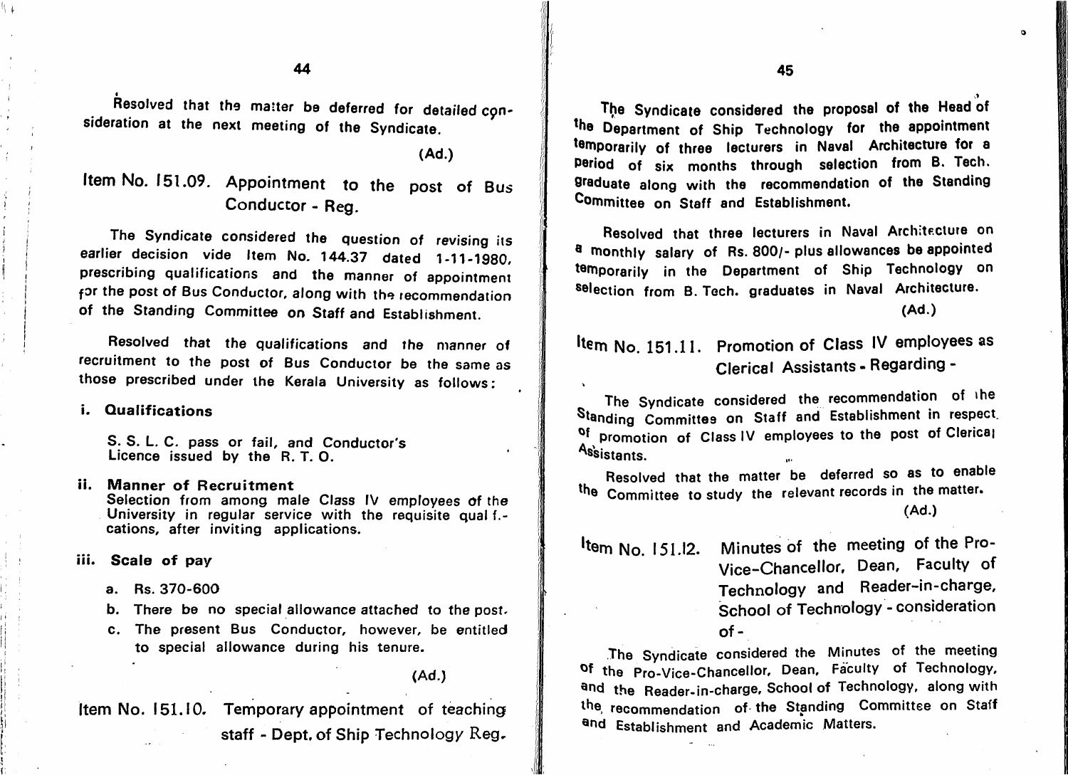Resolved that the matter be deferred for detailed consideration at the next meeting of the Syndicate.

(Ad.)

## Item No. 151.09. Appointment to the post of Bus Conductor - Reg.

The Syndicate considered the question of revising its earlier decision vide Item No. 144.37 dated 1-11-1980, prescribing qualifications and the manner of appointment for the post of Bus Conductor, along with the recommendation of the Standing Committee on Staff and Establishment.

Resolved that the qualifications and the manner of recruitment to the post of Bus Conductor be the same as those prescribed under the Kerala University as follows:

**i. Qualifications**

S. S. L. C. pass or fail, and Conductor's Licence issued by the R. T. O.

**ii. Manner of Recruitment**

Selection from among male Class IV employees of the University in regular service with the requisite qualifications, after inviting applications.

**iii. Scale of pay**

a. Rs. 370-600

b. There be no special allowance attached to the post.

c. The present Bus Conductor, however, be entitled to special allowance during his tenure.

(Ad.)

## Item No. 151.10. Temporary appointment of teaching staff - Dept. of Ship Technology Reg.

The Syndicate considered the proposal of the Head of the Department of Ship Technology for the appointment temporarily of three lecturers in Naval Architecture for a period of six months through selection from B. Tech. graduate along with the recommendation of the Standing Committee on Staff and Establishment.

Resolved that three lecturers in Naval Architecture on a monthly salary of Rs. 800/- plus allowances be appointed temporarily in the Department of Ship Technology on selection from B. Tech. graduates in Naval Architecture.

(Ad.)

## Item No. 151.11. Promotion of Class IV employees as Clerical Assistants - Regarding -

The Syndicate considered the recommendation of the Standing Committee on Staff and Establishment in respect of promotion of Class IV employees to the post of Clerical Assistants.

Resolved that the matter be deferred so as to enable the Committee to study the relevant records in the matter.

(Ad.)

## Item No. 151.12. Minutes of the meeting of the Pro-Vice-Chancellor, Dean, Faculty of Technology and Reader-in-charge, School of Technology - consideration of -

The Syndicate considered the Minutes of the meeting of the Pro-Vice-Chancellor, Dean, Faculty of Technology, and the Reader-in-charge, School of Technology, along with the recommendation of the Standing Committee on Staff and Establishment and Academic Matters.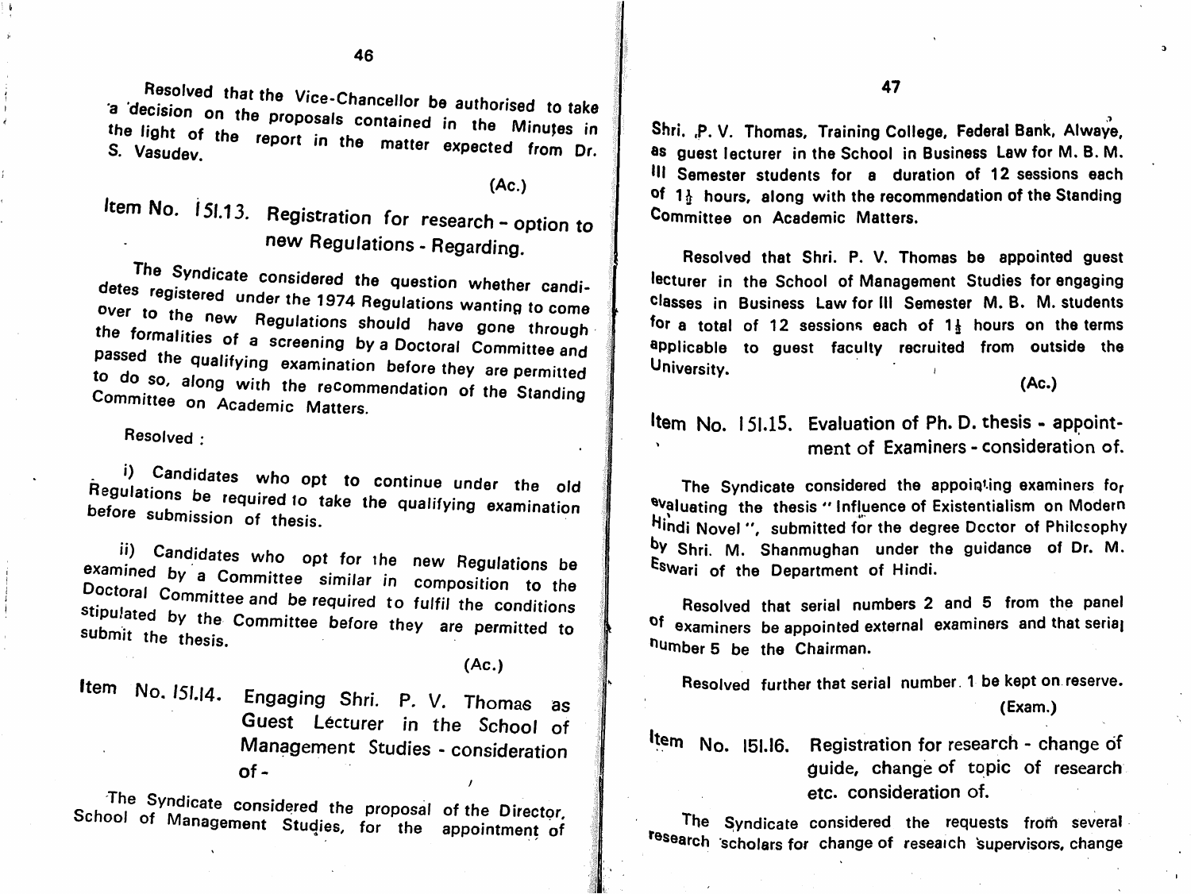Resolved that the Vice-Chancellor be authorised to take a decision on the proposals contained in the Minutes in the light of the report in the matter expected from Dr. S. Vasudev.

(Ac.)

## Item No. 151.13. Registration for research - option to new Regulations - Regarding.

The Syndicate considered the question whether candidetes registered under the 1974 Regulations wanting to come over to the new Regulations should have gone through the formalities of a screening by a Doctoral Committee and passed the qualifying examination before they are permitted to do so, along with the recommendation of the Standing Committee on Academic Matters.

Resolved :

i) Candidates who opt to continue under the old Regulations be required to take the qualifying examination before submission of thesis.

ii) Candidates who opt for the new Regulations be examined by a Committee similar in composition to the Doctoral Committee and be required to fulfil the conditions stipulated by the Committee before they are permitted to submit the thesis.

(Ac.)

## Item No. 151.14. Engaging Shri. P. V. Thomas as Guest Lecturer in the School of Management Studies - consideration of -

The Syndicate considered the proposal of the Director, School of Management Studies, for the appointment of Shri. P. V. Thomas, Training College, Federal Bank, Alwaye, as guest lecturer in the School in Business Law for M. B. M. III Semester students for a duration of 12 sessions each of 1½ hours, along with the recommendation of the Standing Committee on Academic Matters.

Resolved that Shri. P. V. Thomas be appointed guest lecturer in the School of Management Studies for engaging classes in Business Law for III Semester M. B. M. students for a total of 12 sessions each of 1½ hours on the terms applicable to guest faculty recruited from outside the University.

(Ac.)

## Item No. 151.15. Evaluation of Ph. D. thesis - appointment of Examiners - consideration of.

The Syndicate considered the appointing examiners for evaluating the thesis " Influence of Existentialism on Modern Hindi Novel ", submitted for the degree Doctor of Philosophy by Shri. M. Shanmughan under the guidance of Dr. M. Eswari of the Department of Hindi.

Resolved that serial numbers 2 and 5 from the panel of examiners be appointed external examiners and that serial number 5 be the Chairman.

Resolved further that serial number 1 be kept on reserve.

(Exam.)

## Item No. 151.16. Registration for research - change of guide, change of topic of research etc. consideration of.

The Syndicate considered the requests from several research scholars for change of research supervisors, change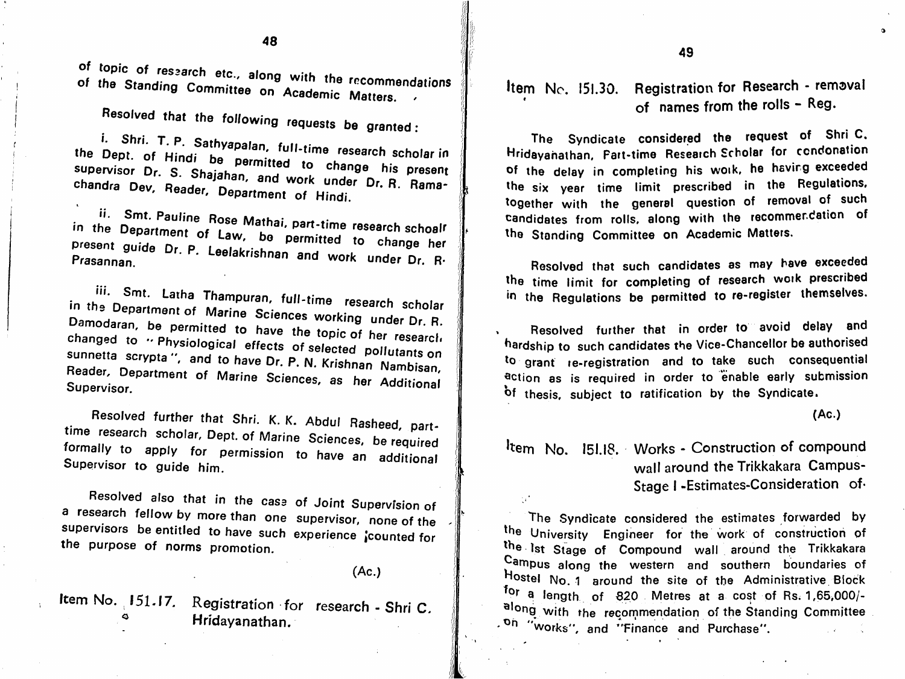of topic of research etc., along with the recommendations of the Standing Committee on Academic Matters.

Resolved that the following requests be granted:

i. Shri. T. P. Sathyapalan, full-time research scholar in the Dept. of Hindi be permitted to change his present supervisor Dr. S. Shajahan, and work under Dr. R. Ramachandra Dev, Reader, Department of Hindi.

ii. Smt. Pauline Rose Mathai, part-time research schoalr in the Department of Law, be permitted to change her present guide Dr. P. Leelakrishnan and work under Dr. R. Prasannan.

iii. Smt. Latha Thampuran, full-time research scholar in the Department of Marine Sciences working under Dr. R. Damodaran, be permitted to have the topic of her research changed to "Physiological effects of selected pollutants on sunnetta scrypta", and to have Dr. P. N. Krishnan Nambisan, Reader, Department of Marine Sciences, as her Additional Supervisor.

Resolved further that Shri. K. K. Abdul Rasheed, part-time research scholar, Dept. of Marine Sciences, be required formally to apply for permission to have an additional Supervisor to guide him.

Resolved also that in the case of Joint Supervision of a research fellow by more than one supervisor, none of the supervisors be entitled to have such experience counted for the purpose of norms promotion.

(Ac.)

**Item No. 151.17. Registration for research - Shri C. Hridayanathan.**

**Item No. 151.30. Registration for Research - removal of names from the rolls - Reg.**

The Syndicate considered the request of Shri C. Hridayanathan, Part-time Research Scholar for condonation of the delay in completing his work, he having exceeded the six year time limit prescribed in the Regulations, together with the general question of removal of such candidates from rolls, along with the recommendation of the Standing Committee on Academic Matters.

Resolved that such candidates as may have exceeded the time limit for completing of research work prescribed in the Regulations be permitted to re-register themselves.

Resolved further that in order to avoid delay and hardship to such candidates the Vice-Chancellor be authorised to grant re-registration and to take such consequential action as is required in order to enable early submission of thesis, subject to ratification by the Syndicate.

(Ac.)

**Item No. 151.18. Works - Construction of compound wall around the Trikkakara Campus-Stage I -Estimates-Consideration of.**

The Syndicate considered the estimates forwarded by the University Engineer for the work of construction of the Ist Stage of Compound wall around the Trikkakara Campus along the western and southern boundaries of Hostel No. 1 around the site of the Administrative Block for a length of 820 Metres at a cost of Rs. 1,65,000/- along with the recommendation of the Standing Committee on "Works", and "Finance and Purchase".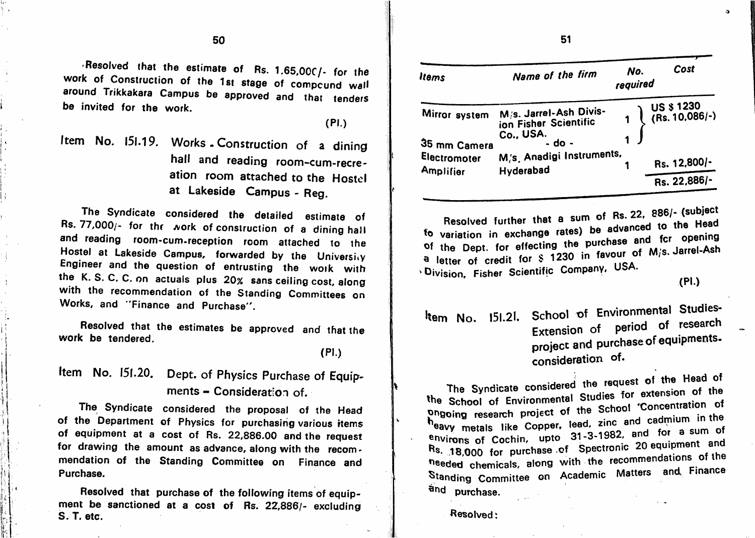Resolved that the estimate of Rs. 1,65,000/- for the work of Construction of the 1st stage of compound wall around Trikkakara Campus be approved and that tenders be invited for the work.

(Pl.)

## Item No. 151.19. Works - Construction of a dining hall and reading room-cum-recreation room attached to the Hostel at Lakeside Campus - Reg.

The Syndicate considered the detailed estimate of Rs. 77,000/- for the work of construction of a dining hall and reading room-cum-reception room attached to the Hostel at Lakeside Campus, forwarded by the University Engineer and the question of entrusting the work with the K. S. C. C. on actuals plus 20% sans ceiling cost, along with the recommendation of the Standing Committees on Works, and "Finance and Purchase".

Resolved that the estimates be approved and that the work be tendered.

(Pl.)

## Item No. 151.20. Dept. of Physics Purchase of Equipments - Consideration of.

The Syndicate considered the proposal of the Head of the Department of Physics for purchasing various items of equipment at a cost of Rs. 22,886.00 and the request for drawing the amount as advance, along with the recommendation of the Standing Committee on Finance and Purchase.

Resolved that purchase of the following items of equipment be sanctioned at a cost of Rs. 22,886/- excluding S. T. etc.

| *Items* | *Name of the firm* | *No. required* | *Cost* |
|---|---|---|---|
| Mirror system | M/s. Jarrel-Ash Division Fisher Scientific Co., USA. | 1 | US $ 1230 (Rs. 10,086/-) |
| 35 mm Camera | - do - | 1 | |
| Electromoter Amplifier | M/s. Anadigi Instruments, Hyderabad | 1 | Rs. 12,800/- |
| | | | Rs. 22,886/- |

Resolved further that a sum of Rs. 22, 886/- (subject to variation in exchange rates) be advanced to the Head of the Dept. for effecting the purchase and for opening a letter of credit for $ 1230 in favour of M/s. Jarrel-Ash Division, Fisher Scientific Company, USA.

(Pl.)

## Item No. 151.21. School of Environmental Studies-Extension of period of research project and purchase of equipments-consideration of.

The Syndicate considered the request of the Head of the School of Environmental Studies for extension of the ongoing research project of the School 'Concentration of heavy metals like Copper, lead, zinc and cadmium in the environs of Cochin, upto 31-3-1982, and for a sum of Rs. 18,000 for purchase of Spectronic 20 equipment and needed chemicals, along with the recommendations of the Standing Committee on Academic Matters and Finance and purchase.

Resolved: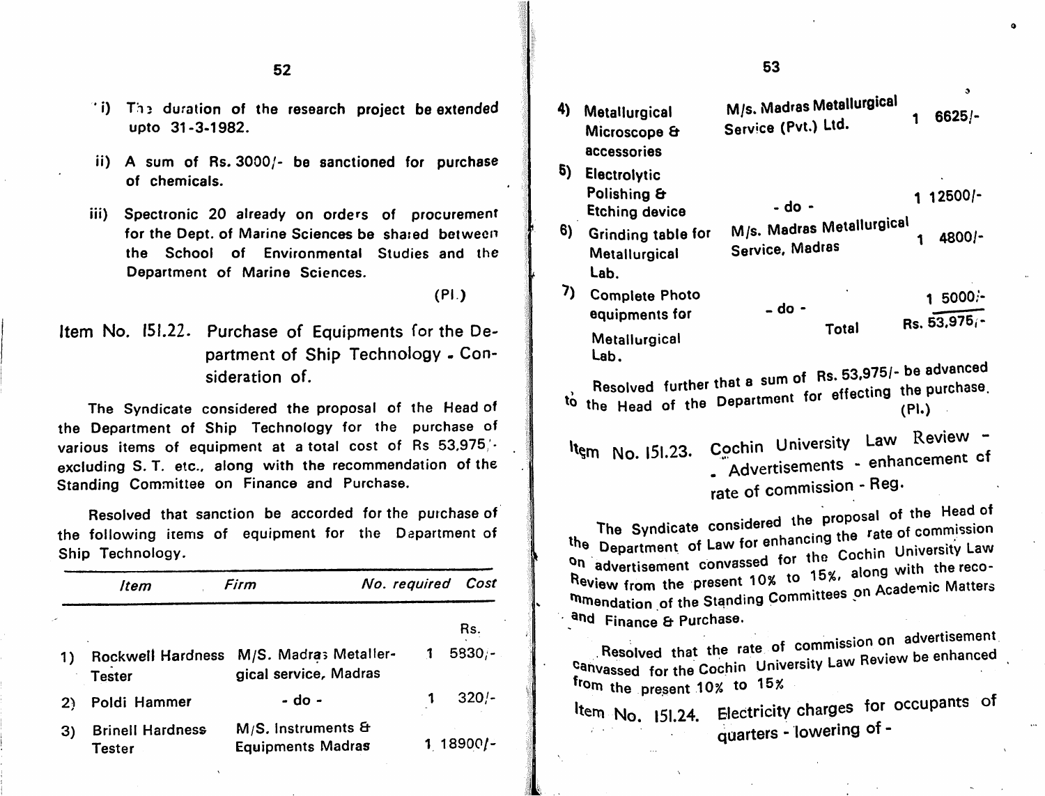i) The duration of the research project be extended upto 31-3-1982.

ii) A sum of Rs. 3000/- be sanctioned for purchase of chemicals.

iii) Spectronic 20 already on orders of procurement for the Dept. of Marine Sciences be shared between the School of Environmental Studies and the Department of Marine Sciences.

(Pl.)

## Item No. 151.22. Purchase of Equipments for the Department of Ship Technology - Consideration of.

The Syndicate considered the proposal of the Head of the Department of Ship Technology for the purchase of various items of equipment at a total cost of Rs 53,975/- excluding S. T. etc., along with the recommendation of the Standing Committee on Finance and Purchase.

Resolved that sanction be accorded for the purchase of the following items of equipment for the Department of Ship Technology.

| | *Item* | *Firm* | *No. required* | *Cost* |
|---|---|---|---|---|
| | | | | Rs. |
| 1) | Rockwell Hardness Tester | M/S. Madras Metallergical service, Madras | 1 | 5830/- |
| 2) | Poldi Hammer | - do - | 1 | 320/- |
| 3) | Brinell Hardness Tester | M/S. Instruments & Equipments Madras | 1 | 18900/- |
| 4) | Metallurgical Microscope & accessories | M/s. Madras Metallurgical Service (Pvt.) Ltd. | 1 | 6625/- |
| 5) | Electrolytic Polishing & Etching device | - do - | 1 | 12500/- |
| 6) | Grinding table for Metallurgical Lab. | M/s. Madras Metallurgical Service, Madras | 1 | 4800/- |
| 7) | Complete Photo equipments for Metallurgical Lab. | - do - | 1 | 5000/- |
| | | Total | | Rs. 53,975/- |

Resolved further that a sum of Rs. 53,975/- be advanced to the Head of the Department for effecting the purchase.

(Pl.)

## Item No. 151.23. Cochin University Law Review - Advertisements - enhancement of rate of commission - Reg.

The Syndicate considered the proposal of the Head of the Department of Law for enhancing the rate of commission on advertisement convassed for the Cochin University Law Review from the present 10% to 15%, along with the recommendation of the Standing Committees on Academic Matters and Finance & Purchase.

Resolved that the rate of commission on advertisement canvassed for the Cochin University Law Review be enhanced from the present 10% to 15%

## Item No. 151.24. Electricity charges for occupants of quarters - lowering of -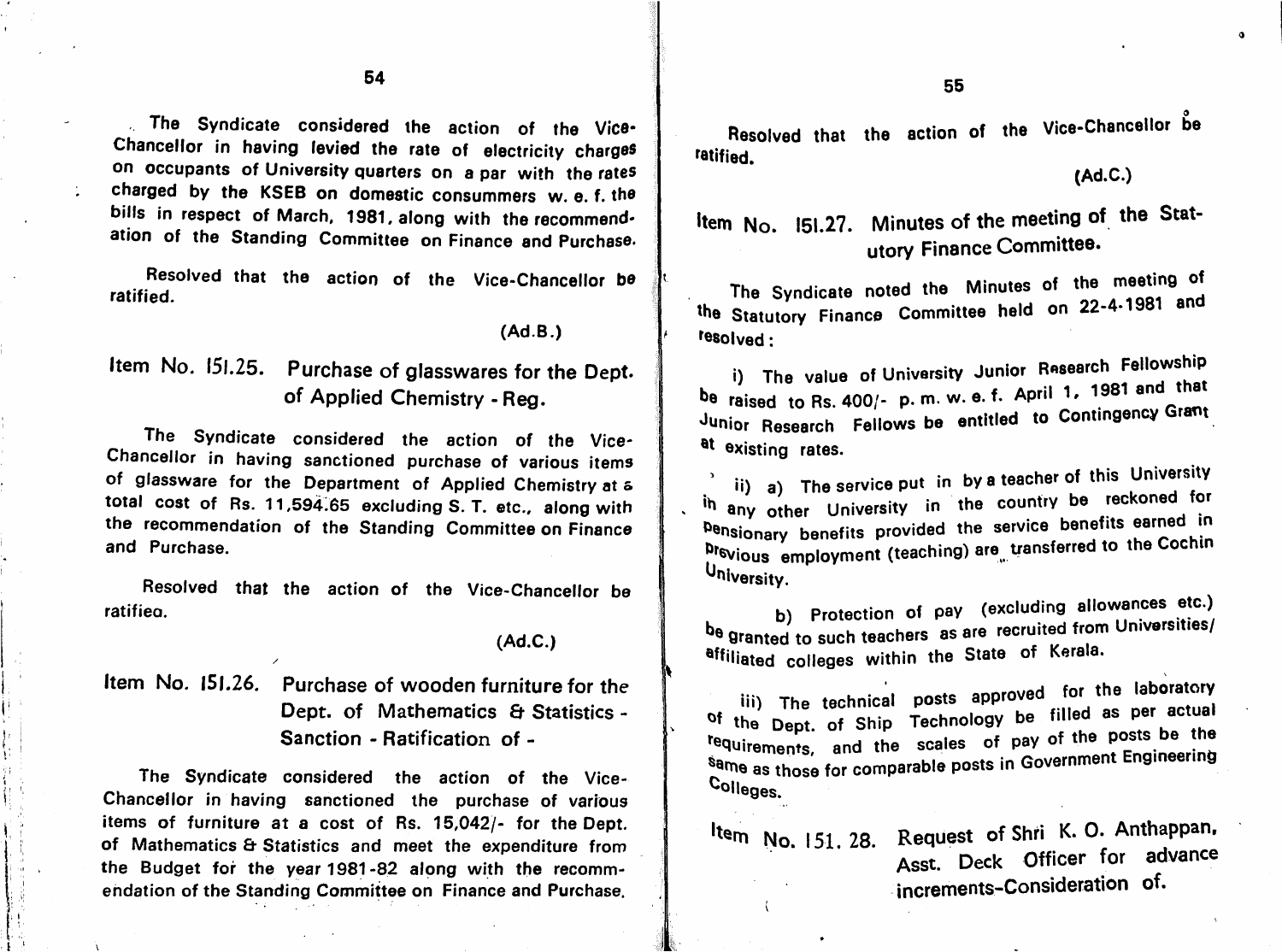The Syndicate considered the action of the Vice-Chancellor in having levied the rate of electricity charges on occupants of University quarters on a par with the rates charged by the KSEB on domestic consummers w. e. f. the bills in respect of March, 1981, along with the recommendation of the Standing Committee on Finance and Purchase.

Resolved that the action of the Vice-Chancellor be ratified.

(Ad.B.)

## Item No. 151.25. Purchase of glasswares for the Dept. of Applied Chemistry - Reg.

The Syndicate considered the action of the Vice-Chancellor in having sanctioned purchase of various items of glassware for the Department of Applied Chemistry at a total cost of Rs. 11,594.65 excluding S. T. etc., along with the recommendation of the Standing Committee on Finance and Purchase.

Resolved that the action of the Vice-Chancellor be ratifieo.

(Ad.C.)

## Item No. 151.26. Purchase of wooden furniture for the Dept. of Mathematics & Statistics - Sanction - Ratification of -

The Syndicate considered the action of the Vice-Chancellor in having sanctioned the purchase of various items of furniture at a cost of Rs. 15,042/- for the Dept. of Mathematics & Statistics and meet the expenditure from the Budget for the year 1981-82 along with the recommendation of the Standing Committee on Finance and Purchase.

Resolved that the action of the Vice-Chancellor be ratified.

(Ad.C.)

## Item No. 151.27. Minutes of the meeting of the Statutory Finance Committee.

The Syndicate noted the Minutes of the meeting of the Statutory Finance Committee held on 22-4-1981 and resolved:

i) The value of University Junior Research Fellowship be raised to Rs. 400/- p. m. w. e. f. April 1, 1981 and that Junior Research Fellows be entitled to Contingency Grant at existing rates.

ii) a) The service put in by a teacher of this University in any other University in the country be reckoned for pensionary benefits provided the service benefits earned in previous employment (teaching) are transferred to the Cochin University.

b) Protection of pay (excluding allowances etc.) be granted to such teachers as are recruited from Universities/affiliated colleges within the State of Kerala.

iii) The technical posts approved for the laboratory of the Dept. of Ship Technology be filled as per actual requirements, and the scales of pay of the posts be the same as those for comparable posts in Government Engineering Colleges.

## Item No. 151. 28. Request of Shri K. O. Anthappan, Asst. Deck Officer for advance increments-Consideration of.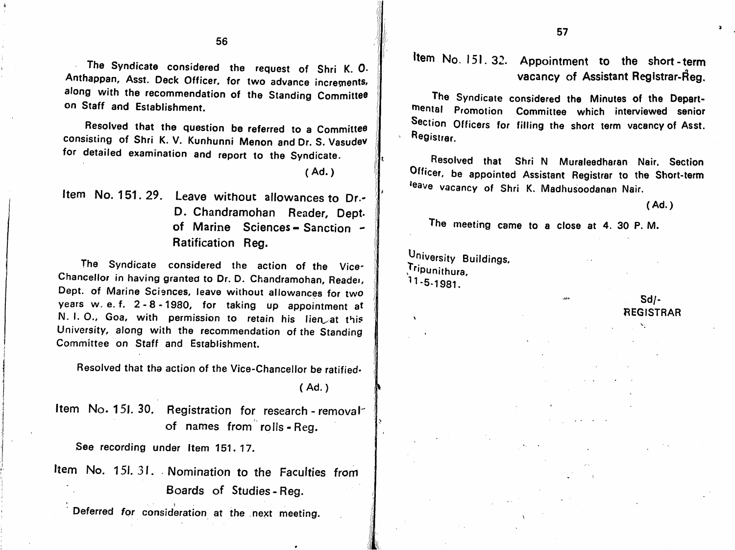The Syndicate considered the request of Shri K. O. Anthappan, Asst. Deck Officer, for two advance increments, along with the recommendation of the Standing Committee on Staff and Establishment.

Resolved that the question be referred to a Committee consisting of Shri K. V. Kunhunni Menon and Dr. S. Vasudev for detailed examination and report to the Syndicate.

( Ad. )

### Item No. 151. 29. Leave without allowances to Dr. D. Chandramohan Reader, Dept. of Marine Sciences – Sanction – Ratification Reg.

The Syndicate considered the action of the Vice-Chancellor in having granted to Dr. D. Chandramohan, Reader, Dept. of Marine Sciences, leave without allowances for two years w. e. f. 2 - 8 - 1980, for taking up appointment at N. I. O., Goa, with permission to retain his lien at this University, along with the recommendation of the Standing Committee on Staff and Establishment.

Resolved that the action of the Vice-Chancellor be ratified.

( Ad. )

### Item No. 151. 30. Registration for research - removal of names from rolls - Reg.

See recording under Item 151. 17.

### Item No. 151. 31. Nomination to the Faculties from Boards of Studies - Reg.

Deferred for consideration at the next meeting.

### Item No. 151. 32. Appointment to the short - term vacancy of Assistant Registrar-Reg.

The Syndicate considered the Minutes of the Departmental Promotion Committee which interviewed senior Section Officers for filling the short term vacancy of Asst. Registrar.

Resolved that Shri N Muraleedharan Nair, Section Officer, be appointed Assistant Registrar to the Short-term leave vacancy of Shri K. Madhusoodanan Nair.

( Ad. )

The meeting came to a close at 4. 30 P. M.

University Buildings,
Tripunithura,
11-5-1981.

Sd/-
REGISTRAR